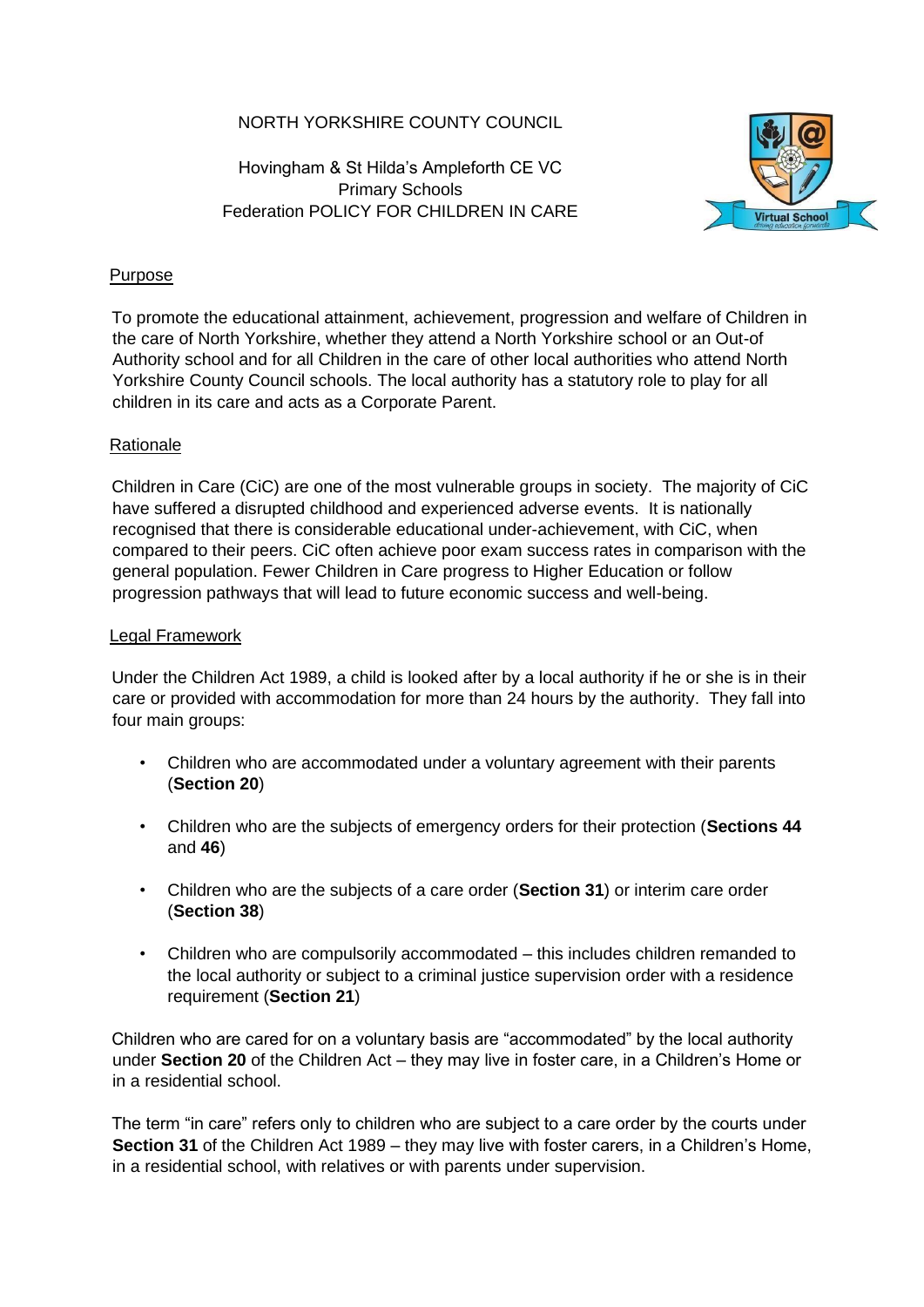NORTH YORKSHIRE COUNTY COUNCIL

Hovingham & St Hilda's Ampleforth CE VC Primary Schools Federation POLICY FOR CHILDREN IN CARE

## Purpose

To promote the educational attainment, achievement, progression and welfare of Children in the care of North Yorkshire, whether they attend a North Yorkshire school or an Out-of Authority school and for all Children in the care of other local authorities who attend North Yorkshire County Council schools. The local authority has a statutory role to play for all children in its care and acts as a Corporate Parent.

## Rationale

Children in Care (CiC) are one of the most vulnerable groups in society. The majority of CiC have suffered a disrupted childhood and experienced adverse events. It is nationally recognised that there is considerable educational under-achievement, with CiC, when compared to their peers. CiC often achieve poor exam success rates in comparison with the general population. Fewer Children in Care progress to Higher Education or follow progression pathways that will lead to future economic success and well-being.

## Legal Framework

Under the Children Act 1989, a child is looked after by a local authority if he or she is in their care or provided with accommodation for more than 24 hours by the authority. They fall into four main groups:

- Children who are accommodated under a voluntary agreement with their parents (**Section 20**)
- Children who are the subjects of emergency orders for their protection (**Sections 44** and **46**)
- Children who are the subjects of a care order (**Section 31**) or interim care order (**Section 38**)
- Children who are compulsorily accommodated – this includes children remanded to the local authority or subject to a criminal justice supervision order with a residence requirement (**Section 21**)

Children who are cared for on a voluntary basis are "accommodated" by the local authority under **Section 20** of the Children Act – they may live in foster care, in a Children's Home or in a residential school.

The term "in care" refers only to children who are subject to a care order by the courts under **Section 31** of the Children Act 1989 – they may live with foster carers, in a Children's Home, in a residential school, with relatives or with parents under supervision.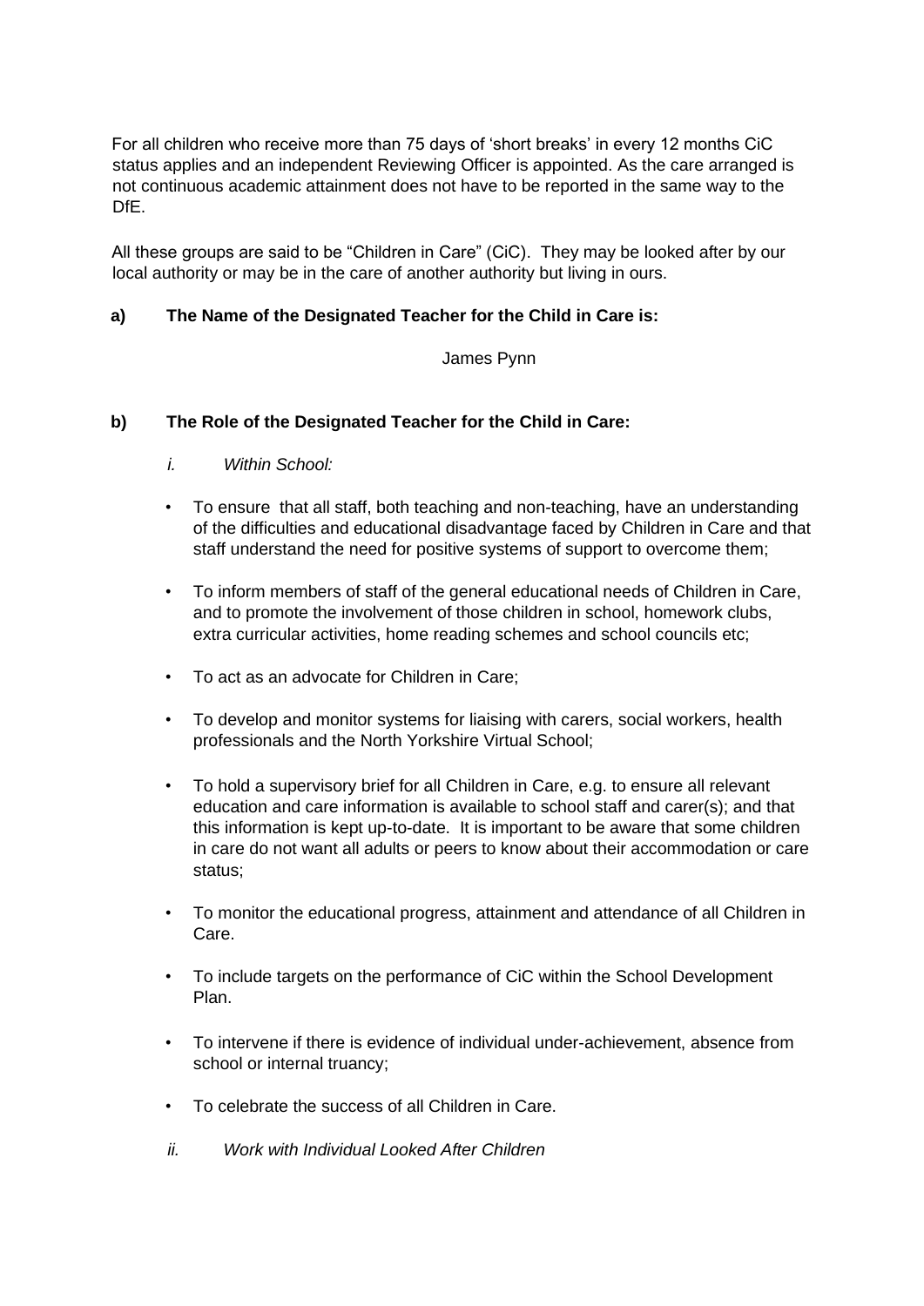For all children who receive more than 75 days of 'short breaks' in every 12 months CiC status applies and an independent Reviewing Officer is appointed. As the care arranged is not continuous academic attainment does not have to be reported in the same way to the DfE.

All these groups are said to be "Children in Care" (CiC). They may be looked after by our local authority or may be in the care of another authority but living in ours.

**a) The Name of the Designated Teacher for the Child in Care is:**

James Pynn

**b) The Role of the Designated Teacher for the Child in Care:**

*i. Within School:*

- To ensure that all staff, both teaching and non-teaching, have an understanding of the difficulties and educational disadvantage faced by Children in Care and that staff understand the need for positive systems of support to overcome them;
- To inform members of staff of the general educational needs of Children in Care, and to promote the involvement of those children in school, homework clubs, extra curricular activities, home reading schemes and school councils etc;
- To act as an advocate for Children in Care;
- To develop and monitor systems for liaising with carers, social workers, health professionals and the North Yorkshire Virtual School;
- To hold a supervisory brief for all Children in Care, e.g. to ensure all relevant education and care information is available to school staff and carer(s); and that this information is kept up-to-date. It is important to be aware that some children in care do not want all adults or peers to know about their accommodation or care status;
- To monitor the educational progress, attainment and attendance of all Children in Care.
- To include targets on the performance of CiC within the School Development Plan.
- To intervene if there is evidence of individual under-achievement, absence from school or internal truancy;
- To celebrate the success of all Children in Care.

*ii. Work with Individual Looked After Children*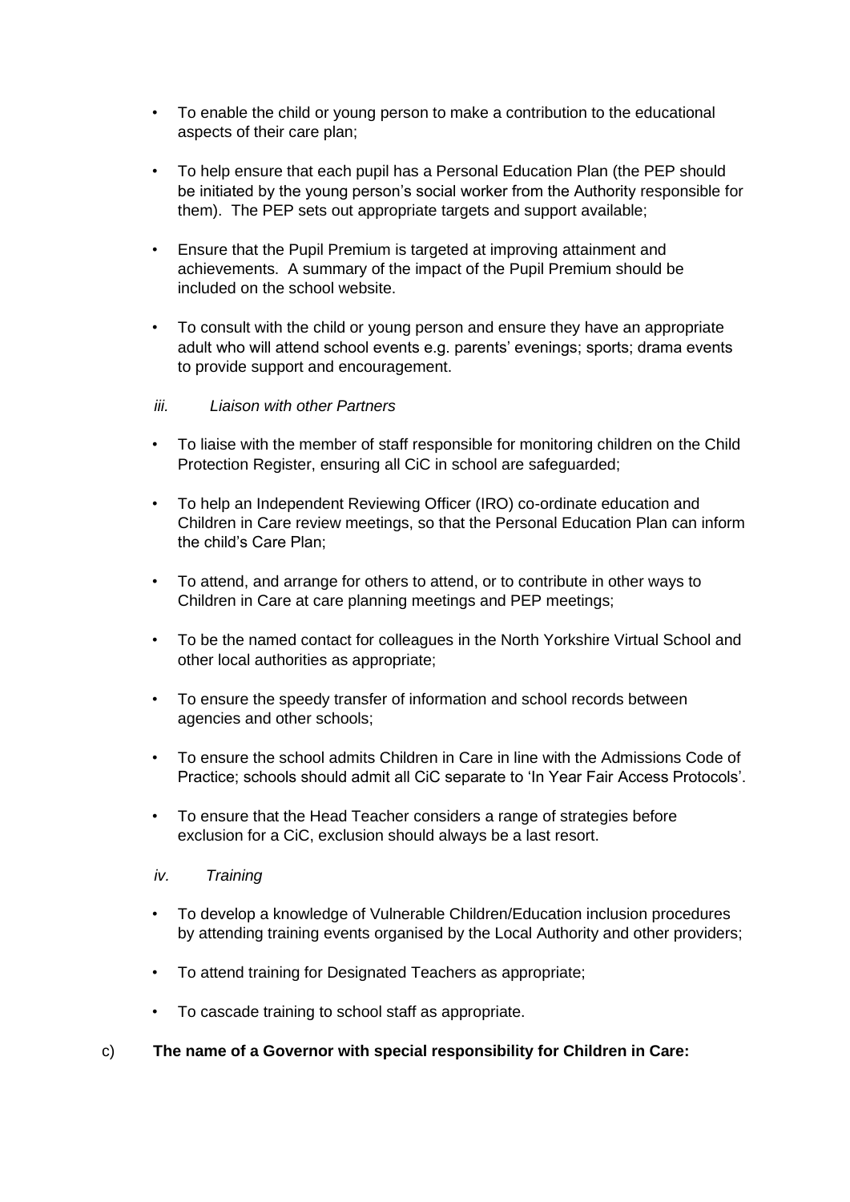- To enable the child or young person to make a contribution to the educational aspects of their care plan;

- To help ensure that each pupil has a Personal Education Plan (the PEP should be initiated by the young person's social worker from the Authority responsible for them). The PEP sets out appropriate targets and support available;

- Ensure that the Pupil Premium is targeted at improving attainment and achievements. A summary of the impact of the Pupil Premium should be included on the school website.

- To consult with the child or young person and ensure they have an appropriate adult who will attend school events e.g. parents' evenings; sports; drama events to provide support and encouragement.

*iii. Liaison with other Partners*

- To liaise with the member of staff responsible for monitoring children on the Child Protection Register, ensuring all CiC in school are safeguarded;

- To help an Independent Reviewing Officer (IRO) co-ordinate education and Children in Care review meetings, so that the Personal Education Plan can inform the child's Care Plan;

- To attend, and arrange for others to attend, or to contribute in other ways to Children in Care at care planning meetings and PEP meetings;

- To be the named contact for colleagues in the North Yorkshire Virtual School and other local authorities as appropriate;

- To ensure the speedy transfer of information and school records between agencies and other schools;

- To ensure the school admits Children in Care in line with the Admissions Code of Practice; schools should admit all CiC separate to 'In Year Fair Access Protocols'.

- To ensure that the Head Teacher considers a range of strategies before exclusion for a CiC, exclusion should always be a last resort.

*iv. Training*

- To develop a knowledge of Vulnerable Children/Education inclusion procedures by attending training events organised by the Local Authority and other providers;

- To attend training for Designated Teachers as appropriate;

- To cascade training to school staff as appropriate.

c) **The name of a Governor with special responsibility for Children in Care:**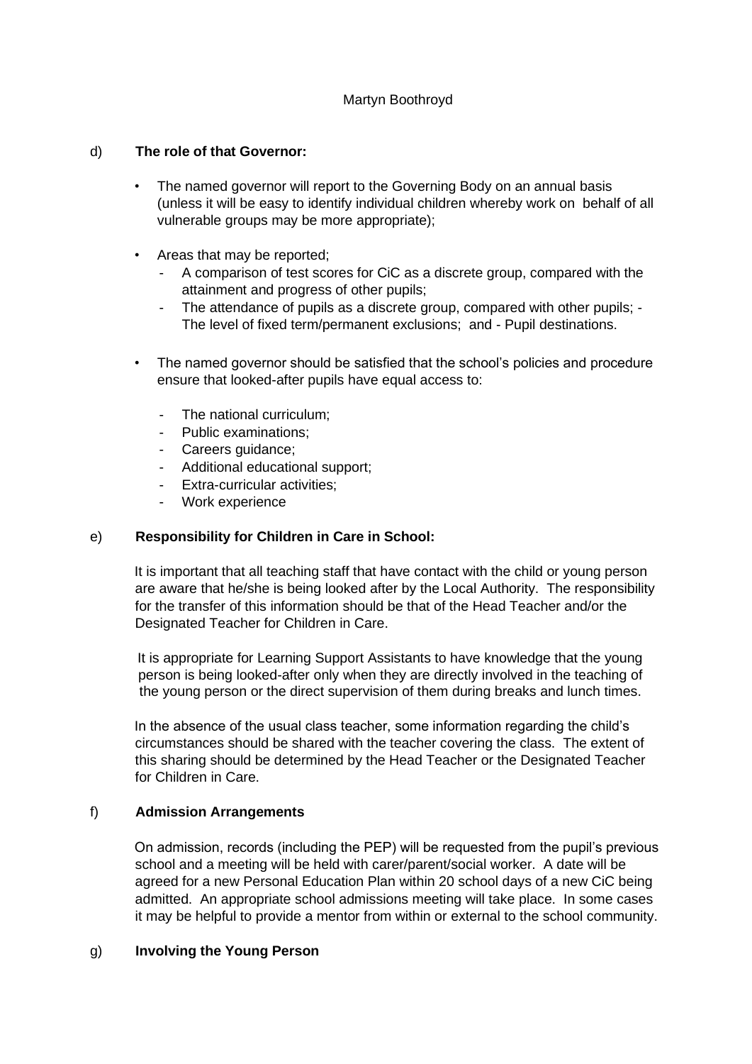Martyn Boothroyd

d) **The role of that Governor:**

- The named governor will report to the Governing Body on an annual basis (unless it will be easy to identify individual children whereby work on behalf of all vulnerable groups may be more appropriate);

- Areas that may be reported;
  - A comparison of test scores for CiC as a discrete group, compared with the attainment and progress of other pupils;
  - The attendance of pupils as a discrete group, compared with other pupils; - The level of fixed term/permanent exclusions; and - Pupil destinations.

- The named governor should be satisfied that the school's policies and procedure ensure that looked-after pupils have equal access to:

  - The national curriculum;
  - Public examinations;
  - Careers guidance;
  - Additional educational support;
  - Extra-curricular activities;
  - Work experience

e) **Responsibility for Children in Care in School:**

It is important that all teaching staff that have contact with the child or young person are aware that he/she is being looked after by the Local Authority. The responsibility for the transfer of this information should be that of the Head Teacher and/or the Designated Teacher for Children in Care.

It is appropriate for Learning Support Assistants to have knowledge that the young person is being looked-after only when they are directly involved in the teaching of the young person or the direct supervision of them during breaks and lunch times.

In the absence of the usual class teacher, some information regarding the child's circumstances should be shared with the teacher covering the class. The extent of this sharing should be determined by the Head Teacher or the Designated Teacher for Children in Care.

f) **Admission Arrangements**

On admission, records (including the PEP) will be requested from the pupil's previous school and a meeting will be held with carer/parent/social worker. A date will be agreed for a new Personal Education Plan within 20 school days of a new CiC being admitted. An appropriate school admissions meeting will take place. In some cases it may be helpful to provide a mentor from within or external to the school community.

g) **Involving the Young Person**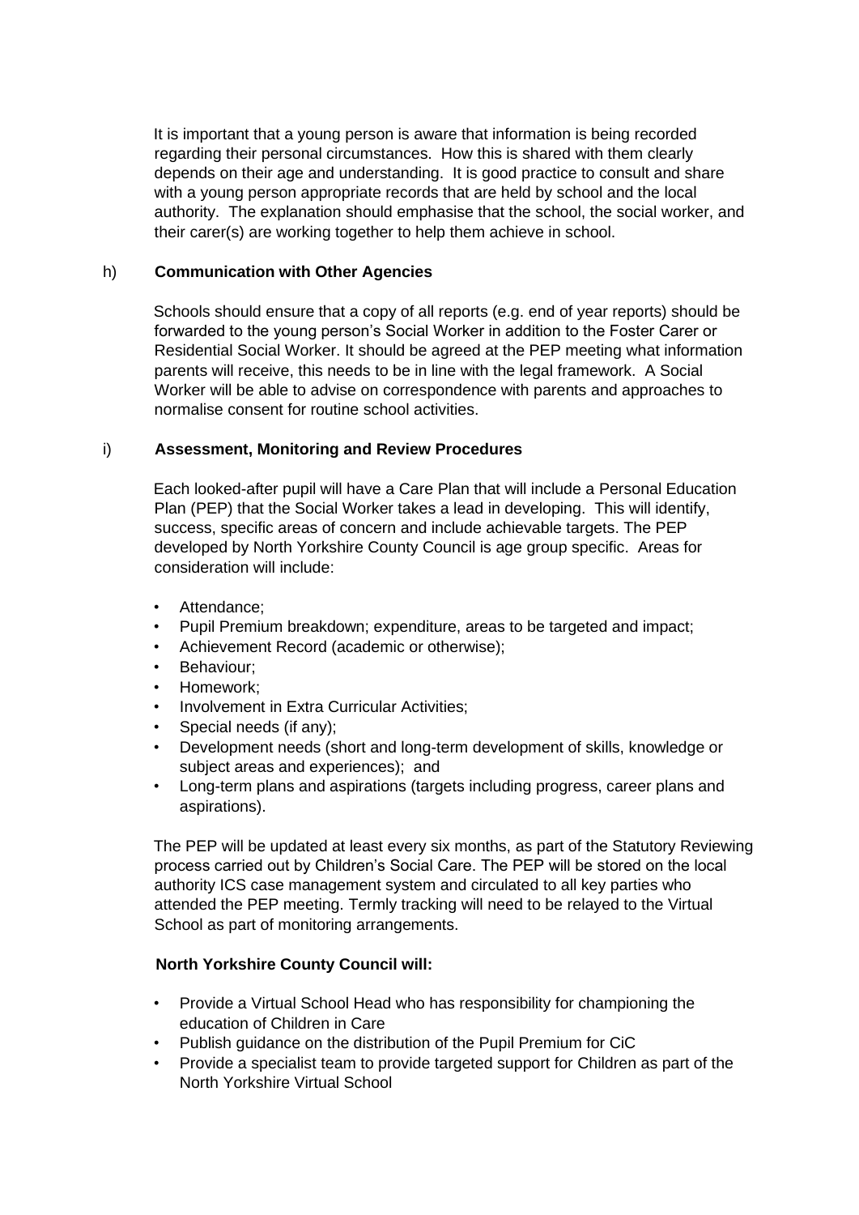It is important that a young person is aware that information is being recorded regarding their personal circumstances. How this is shared with them clearly depends on their age and understanding. It is good practice to consult and share with a young person appropriate records that are held by school and the local authority. The explanation should emphasise that the school, the social worker, and their carer(s) are working together to help them achieve in school.

### h) Communication with Other Agencies

Schools should ensure that a copy of all reports (e.g. end of year reports) should be forwarded to the young person's Social Worker in addition to the Foster Carer or Residential Social Worker. It should be agreed at the PEP meeting what information parents will receive, this needs to be in line with the legal framework. A Social Worker will be able to advise on correspondence with parents and approaches to normalise consent for routine school activities.

### i) Assessment, Monitoring and Review Procedures

Each looked-after pupil will have a Care Plan that will include a Personal Education Plan (PEP) that the Social Worker takes a lead in developing. This will identify, success, specific areas of concern and include achievable targets. The PEP developed by North Yorkshire County Council is age group specific. Areas for consideration will include:

- Attendance;
- Pupil Premium breakdown; expenditure, areas to be targeted and impact;
- Achievement Record (academic or otherwise);
- Behaviour;
- Homework;
- Involvement in Extra Curricular Activities;
- Special needs (if any);
- Development needs (short and long-term development of skills, knowledge or subject areas and experiences); and
- Long-term plans and aspirations (targets including progress, career plans and aspirations).

The PEP will be updated at least every six months, as part of the Statutory Reviewing process carried out by Children's Social Care. The PEP will be stored on the local authority ICS case management system and circulated to all key parties who attended the PEP meeting. Termly tracking will need to be relayed to the Virtual School as part of monitoring arrangements.

**North Yorkshire County Council will:**

- Provide a Virtual School Head who has responsibility for championing the education of Children in Care
- Publish guidance on the distribution of the Pupil Premium for CiC
- Provide a specialist team to provide targeted support for Children as part of the North Yorkshire Virtual School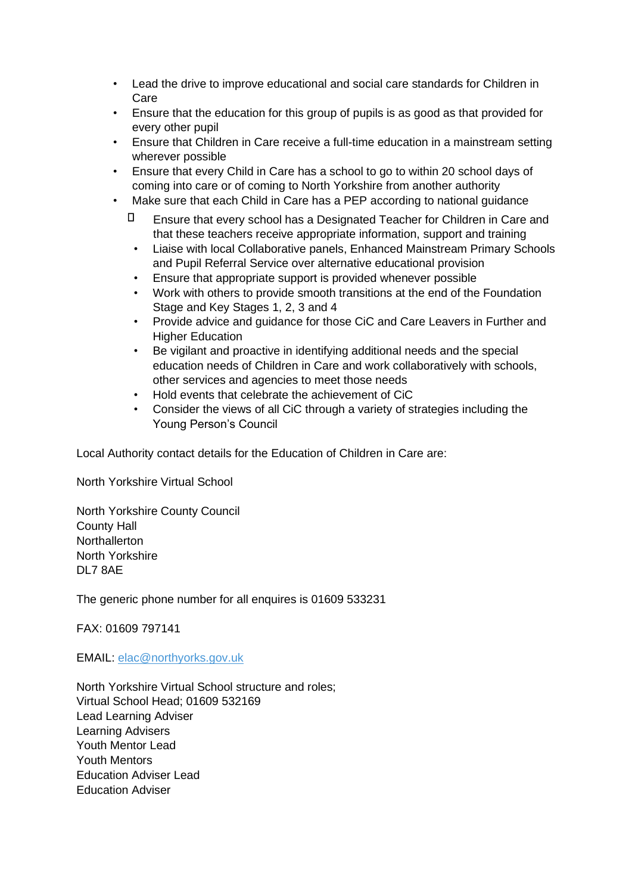- Lead the drive to improve educational and social care standards for Children in Care
- Ensure that the education for this group of pupils is as good as that provided for every other pupil
- Ensure that Children in Care receive a full-time education in a mainstream setting wherever possible
- Ensure that every Child in Care has a school to go to within 20 school days of coming into care or of coming to North Yorkshire from another authority
- Make sure that each Child in Care has a PEP according to national guidance
  - Ensure that every school has a Designated Teacher for Children in Care and that these teachers receive appropriate information, support and training
  - Liaise with local Collaborative panels, Enhanced Mainstream Primary Schools and Pupil Referral Service over alternative educational provision
  - Ensure that appropriate support is provided whenever possible
  - Work with others to provide smooth transitions at the end of the Foundation Stage and Key Stages 1, 2, 3 and 4
  - Provide advice and guidance for those CiC and Care Leavers in Further and Higher Education
  - Be vigilant and proactive in identifying additional needs and the special education needs of Children in Care and work collaboratively with schools, other services and agencies to meet those needs
  - Hold events that celebrate the achievement of CiC
  - Consider the views of all CiC through a variety of strategies including the Young Person's Council

Local Authority contact details for the Education of Children in Care are:

North Yorkshire Virtual School

North Yorkshire County Council
County Hall
Northallerton
North Yorkshire
DL7 8AE

The generic phone number for all enquires is 01609 533231

FAX: 01609 797141

EMAIL: elac@northyorks.gov.uk

North Yorkshire Virtual School structure and roles;
Virtual School Head; 01609 532169
Lead Learning Adviser
Learning Advisers
Youth Mentor Lead
Youth Mentors
Education Adviser Lead
Education Adviser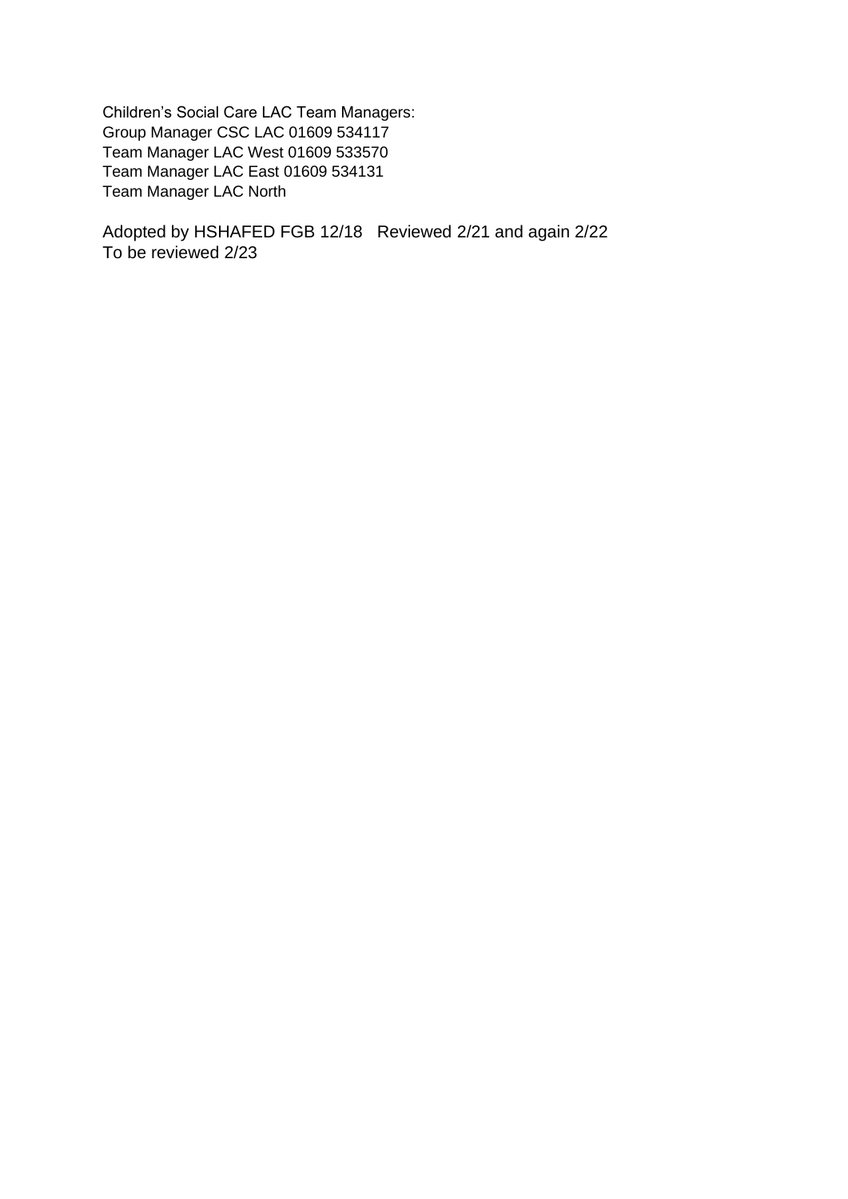Children’s Social Care LAC Team Managers:
Group Manager CSC LAC 01609 534117
Team Manager LAC West 01609 533570
Team Manager LAC East 01609 534131
Team Manager LAC North

Adopted by HSHAFED FGB 12/18   Reviewed 2/21 and again 2/22
To be reviewed 2/23